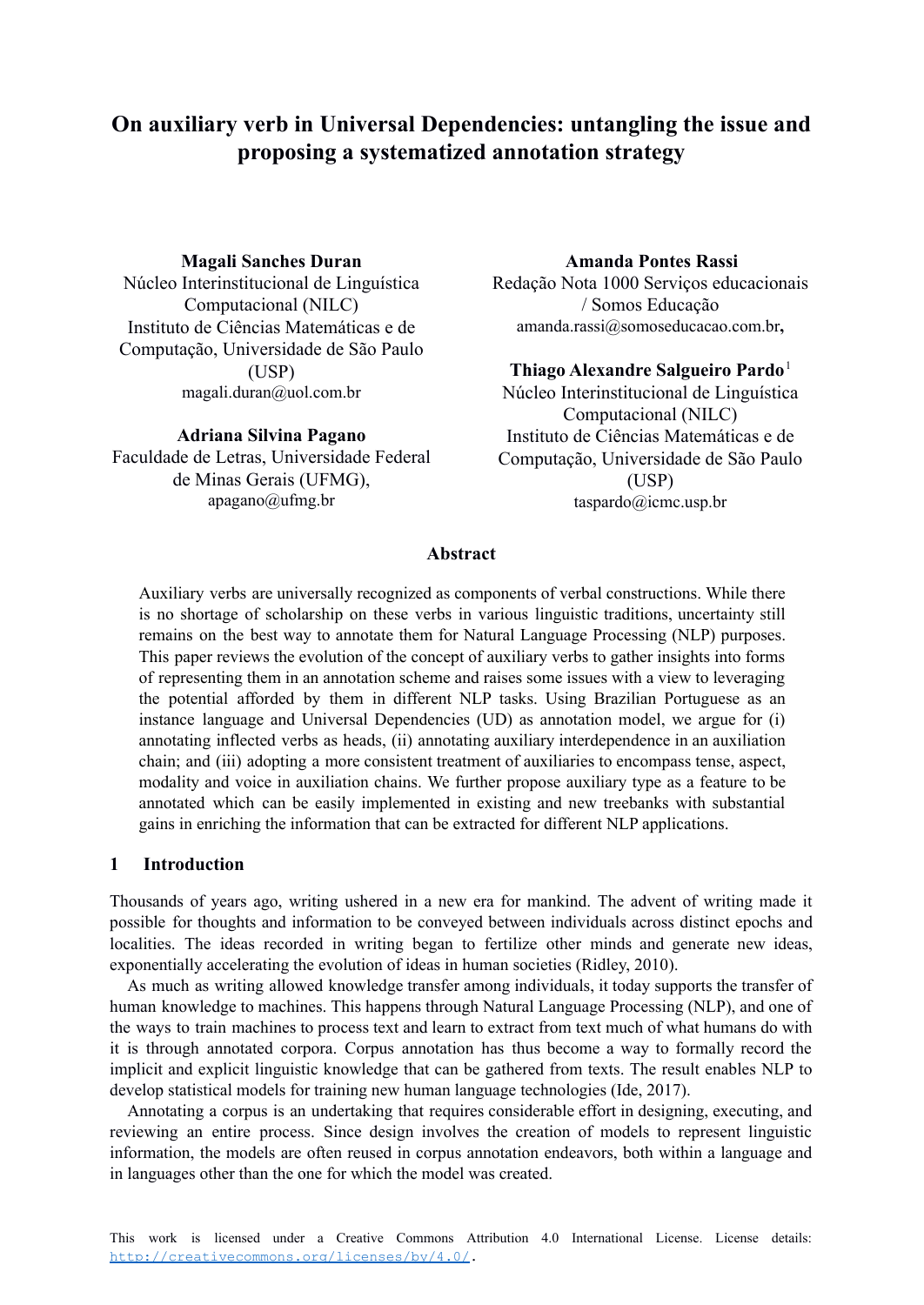# On auxiliary verb in Universal Dependencies: untangling the issue and proposing a systematized annotation strategy

**Magali Sanches Duran**
Núcleo Interinstitucional de Linguística Computacional (NILC)
Instituto de Ciências Matemáticas e de Computação, Universidade de São Paulo (USP)
magali.duran@uol.com.br

**Adriana Silvina Pagano**
Faculdade de Letras, Universidade Federal de Minas Gerais (UFMG),
apagano@ufmg.br

**Amanda Pontes Rassi**
Redação Nota 1000 Serviços educacionais / Somos Educação
amanda.rassi@somoseducacao.com.br,

**Thiago Alexandre Salgueiro Pardo**[1]
Núcleo Interinstitucional de Linguística Computacional (NILC)
Instituto de Ciências Matemáticas e de Computação, Universidade de São Paulo (USP)
taspardo@icmc.usp.br

## Abstract

Auxiliary verbs are universally recognized as components of verbal constructions. While there is no shortage of scholarship on these verbs in various linguistic traditions, uncertainty still remains on the best way to annotate them for Natural Language Processing (NLP) purposes. This paper reviews the evolution of the concept of auxiliary verbs to gather insights into forms of representing them in an annotation scheme and raises some issues with a view to leveraging the potential afforded by them in different NLP tasks. Using Brazilian Portuguese as an instance language and Universal Dependencies (UD) as annotation model, we argue for (i) annotating inflected verbs as heads, (ii) annotating auxiliary interdependence in an auxiliation chain; and (iii) adopting a more consistent treatment of auxiliaries to encompass tense, aspect, modality and voice in auxiliation chains. We further propose auxiliary type as a feature to be annotated which can be easily implemented in existing and new treebanks with substantial gains in enriching the information that can be extracted for different NLP applications.

## 1 Introduction

Thousands of years ago, writing ushered in a new era for mankind. The advent of writing made it possible for thoughts and information to be conveyed between individuals across distinct epochs and localities. The ideas recorded in writing began to fertilize other minds and generate new ideas, exponentially accelerating the evolution of ideas in human societies (Ridley, 2010).

As much as writing allowed knowledge transfer among individuals, it today supports the transfer of human knowledge to machines. This happens through Natural Language Processing (NLP), and one of the ways to train machines to process text and learn to extract from text much of what humans do with it is through annotated corpora. Corpus annotation has thus become a way to formally record the implicit and explicit linguistic knowledge that can be gathered from texts. The result enables NLP to develop statistical models for training new human language technologies (Ide, 2017).

Annotating a corpus is an undertaking that requires considerable effort in designing, executing, and reviewing an entire process. Since design involves the creation of models to represent linguistic information, the models are often reused in corpus annotation endeavors, both within a language and in languages other than the one for which the model was created.

This work is licensed under a Creative Commons Attribution 4.0 International License. License details: http://creativecommons.org/licenses/by/4.0/.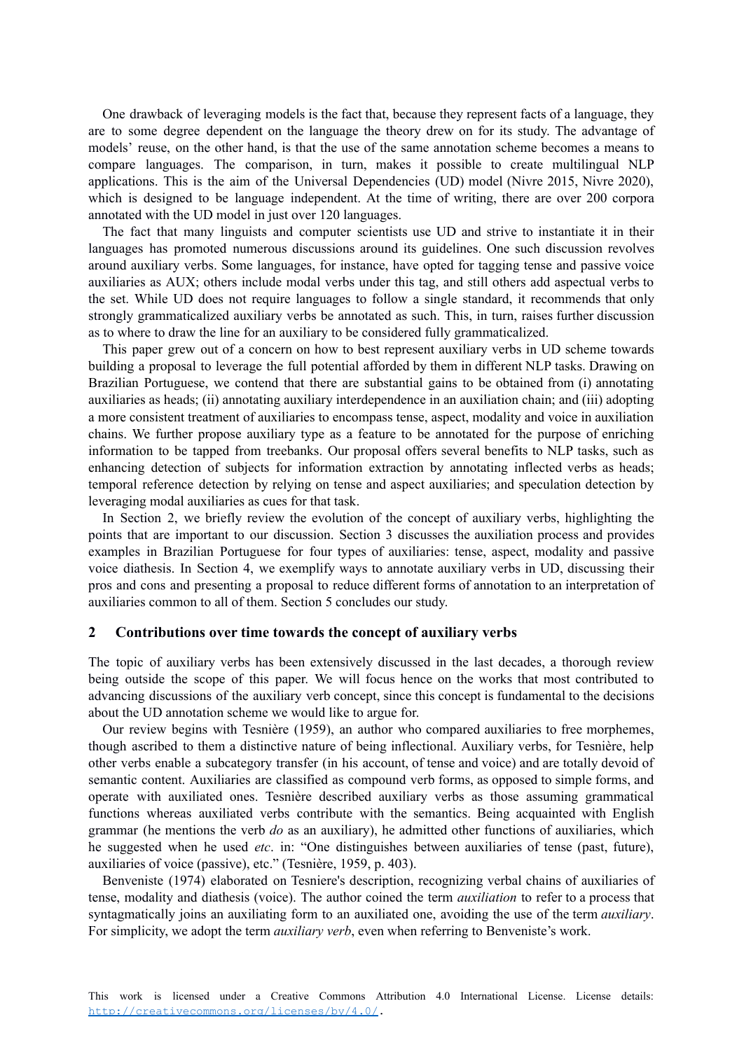One drawback of leveraging models is the fact that, because they represent facts of a language, they are to some degree dependent on the language the theory drew on for its study. The advantage of models' reuse, on the other hand, is that the use of the same annotation scheme becomes a means to compare languages. The comparison, in turn, makes it possible to create multilingual NLP applications. This is the aim of the Universal Dependencies (UD) model (Nivre 2015, Nivre 2020), which is designed to be language independent. At the time of writing, there are over 200 corpora annotated with the UD model in just over 120 languages.

The fact that many linguists and computer scientists use UD and strive to instantiate it in their languages has promoted numerous discussions around its guidelines. One such discussion revolves around auxiliary verbs. Some languages, for instance, have opted for tagging tense and passive voice auxiliaries as AUX; others include modal verbs under this tag, and still others add aspectual verbs to the set. While UD does not require languages to follow a single standard, it recommends that only strongly grammaticalized auxiliary verbs be annotated as such. This, in turn, raises further discussion as to where to draw the line for an auxiliary to be considered fully grammaticalized.

This paper grew out of a concern on how to best represent auxiliary verbs in UD scheme towards building a proposal to leverage the full potential afforded by them in different NLP tasks. Drawing on Brazilian Portuguese, we contend that there are substantial gains to be obtained from (i) annotating auxiliaries as heads; (ii) annotating auxiliary interdependence in an auxiliation chain; and (iii) adopting a more consistent treatment of auxiliaries to encompass tense, aspect, modality and voice in auxiliation chains. We further propose auxiliary type as a feature to be annotated for the purpose of enriching information to be tapped from treebanks. Our proposal offers several benefits to NLP tasks, such as enhancing detection of subjects for information extraction by annotating inflected verbs as heads; temporal reference detection by relying on tense and aspect auxiliaries; and speculation detection by leveraging modal auxiliaries as cues for that task.

In Section 2, we briefly review the evolution of the concept of auxiliary verbs, highlighting the points that are important to our discussion. Section 3 discusses the auxiliation process and provides examples in Brazilian Portuguese for four types of auxiliaries: tense, aspect, modality and passive voice diathesis. In Section 4, we exemplify ways to annotate auxiliary verbs in UD, discussing their pros and cons and presenting a proposal to reduce different forms of annotation to an interpretation of auxiliaries common to all of them. Section 5 concludes our study.

## 2 Contributions over time towards the concept of auxiliary verbs

The topic of auxiliary verbs has been extensively discussed in the last decades, a thorough review being outside the scope of this paper. We will focus hence on the works that most contributed to advancing discussions of the auxiliary verb concept, since this concept is fundamental to the decisions about the UD annotation scheme we would like to argue for.

Our review begins with Tesnière (1959), an author who compared auxiliaries to free morphemes, though ascribed to them a distinctive nature of being inflectional. Auxiliary verbs, for Tesnière, help other verbs enable a subcategory transfer (in his account, of tense and voice) and are totally devoid of semantic content. Auxiliaries are classified as compound verb forms, as opposed to simple forms, and operate with auxiliated ones. Tesnière described auxiliary verbs as those assuming grammatical functions whereas auxiliated verbs contribute with the semantics. Being acquainted with English grammar (he mentions the verb *do* as an auxiliary), he admitted other functions of auxiliaries, which he suggested when he used *etc*. in: "One distinguishes between auxiliaries of tense (past, future), auxiliaries of voice (passive), etc." (Tesnière, 1959, p. 403).

Benveniste (1974) elaborated on Tesniere's description, recognizing verbal chains of auxiliaries of tense, modality and diathesis (voice). The author coined the term *auxiliation* to refer to a process that syntagmatically joins an auxiliating form to an auxiliated one, avoiding the use of the term *auxiliary*. For simplicity, we adopt the term *auxiliary verb*, even when referring to Benveniste's work.

This work is licensed under a Creative Commons Attribution 4.0 International License. License details: http://creativecommons.org/licenses/by/4.0/.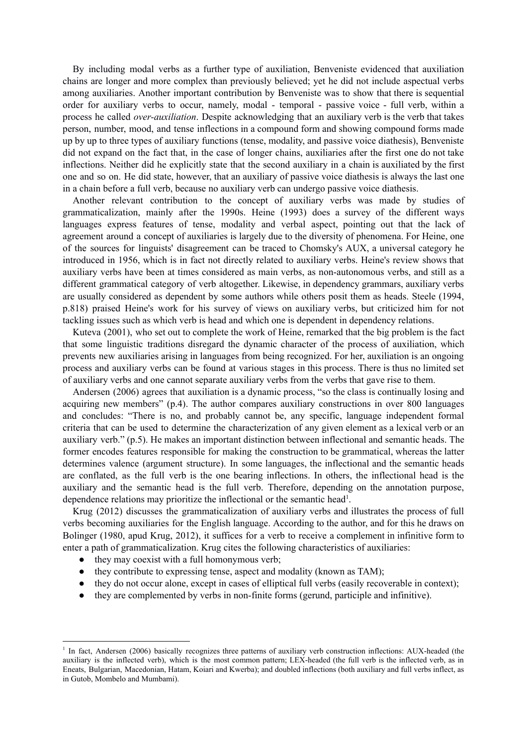By including modal verbs as a further type of auxiliation, Benveniste evidenced that auxiliation chains are longer and more complex than previously believed; yet he did not include aspectual verbs among auxiliaries. Another important contribution by Benveniste was to show that there is sequential order for auxiliary verbs to occur, namely, modal - temporal - passive voice - full verb, within a process he called *over-auxiliation*. Despite acknowledging that an auxiliary verb is the verb that takes person, number, mood, and tense inflections in a compound form and showing compound forms made up by up to three types of auxiliary functions (tense, modality, and passive voice diathesis), Benveniste did not expand on the fact that, in the case of longer chains, auxiliaries after the first one do not take inflections. Neither did he explicitly state that the second auxiliary in a chain is auxiliated by the first one and so on. He did state, however, that an auxiliary of passive voice diathesis is always the last one in a chain before a full verb, because no auxiliary verb can undergo passive voice diathesis.

Another relevant contribution to the concept of auxiliary verbs was made by studies of grammaticalization, mainly after the 1990s. Heine (1993) does a survey of the different ways languages express features of tense, modality and verbal aspect, pointing out that the lack of agreement around a concept of auxiliaries is largely due to the diversity of phenomena. For Heine, one of the sources for linguists' disagreement can be traced to Chomsky's AUX, a universal category he introduced in 1956, which is in fact not directly related to auxiliary verbs. Heine's review shows that auxiliary verbs have been at times considered as main verbs, as non-autonomous verbs, and still as a different grammatical category of verb altogether. Likewise, in dependency grammars, auxiliary verbs are usually considered as dependent by some authors while others posit them as heads. Steele (1994, p.818) praised Heine's work for his survey of views on auxiliary verbs, but criticized him for not tackling issues such as which verb is head and which one is dependent in dependency relations.

Kuteva (2001), who set out to complete the work of Heine, remarked that the big problem is the fact that some linguistic traditions disregard the dynamic character of the process of auxiliation, which prevents new auxiliaries arising in languages from being recognized. For her, auxiliation is an ongoing process and auxiliary verbs can be found at various stages in this process. There is thus no limited set of auxiliary verbs and one cannot separate auxiliary verbs from the verbs that gave rise to them.

Andersen (2006) agrees that auxiliation is a dynamic process, “so the class is continually losing and acquiring new members” (p.4). The author compares auxiliary constructions in over 800 languages and concludes: “There is no, and probably cannot be, any specific, language independent formal criteria that can be used to determine the characterization of any given element as a lexical verb or an auxiliary verb.” (p.5). He makes an important distinction between inflectional and semantic heads. The former encodes features responsible for making the construction to be grammatical, whereas the latter determines valence (argument structure). In some languages, the inflectional and the semantic heads are conflated, as the full verb is the one bearing inflections. In others, the inflectional head is the auxiliary and the semantic head is the full verb. Therefore, depending on the annotation purpose, dependence relations may prioritize the inflectional or the semantic head[1].

Krug (2012) discusses the grammaticalization of auxiliary verbs and illustrates the process of full verbs becoming auxiliaries for the English language. According to the author, and for this he draws on Bolinger (1980, apud Krug, 2012), it suffices for a verb to receive a complement in infinitive form to enter a path of grammaticalization. Krug cites the following characteristics of auxiliaries:

- they may coexist with a full homonymous verb;
- they contribute to expressing tense, aspect and modality (known as TAM);
- they do not occur alone, except in cases of elliptical full verbs (easily recoverable in context);
- they are complemented by verbs in non-finite forms (gerund, participle and infinitive).

---

[1] In fact, Andersen (2006) basically recognizes three patterns of auxiliary verb construction inflections: AUX-headed (the auxiliary is the inflected verb), which is the most common pattern; LEX-headed (the full verb is the inflected verb, as in Eneats, Bulgarian, Macedonian, Hatam, Koiari and Kwerba); and doubled inflections (both auxiliary and full verbs inflect, as in Gutob, Mombelo and Mumbami).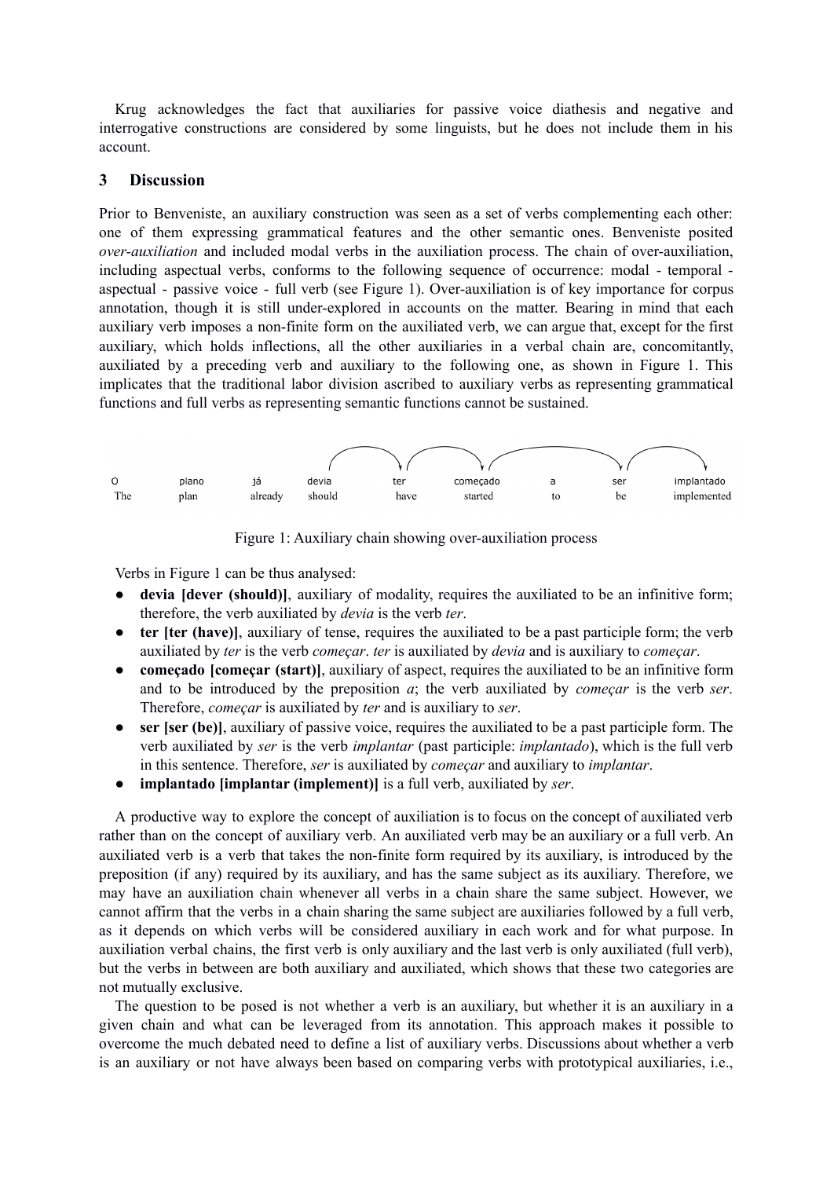Krug acknowledges the fact that auxiliaries for passive voice diathesis and negative and interrogative constructions are considered by some linguists, but he does not include them in his account.

## 3 Discussion

Prior to Benveniste, an auxiliary construction was seen as a set of verbs complementing each other: one of them expressing grammatical features and the other semantic ones. Benveniste posited *over-auxiliation* and included modal verbs in the auxiliation process. The chain of over-auxiliation, including aspectual verbs, conforms to the following sequence of occurrence: modal - temporal - aspectual - passive voice - full verb (see Figure 1). Over-auxiliation is of key importance for corpus annotation, though it is still under-explored in accounts on the matter. Bearing in mind that each auxiliary verb imposes a non-finite form on the auxiliated verb, we can argue that, except for the first auxiliary, which holds inflections, all the other auxiliaries in a verbal chain are, concomitantly, auxiliated by a preceding verb and auxiliary to the following one, as shown in Figure 1. This implicates that the traditional labor division ascribed to auxiliary verbs as representing grammatical functions and full verbs as representing semantic functions cannot be sustained.

| O | plano | já | devia | ter | começado | a | ser | implantado |
|---|---|---|---|---|---|---|---|---|
| The | plan | already | should | have | started | to | be | implemented |

Figure 1: Auxiliary chain showing over-auxiliation process

Verbs in Figure 1 can be thus analysed:

- **devia [dever (should)]**, auxiliary of modality, requires the auxiliated to be an infinitive form; therefore, the verb auxiliated by *devia* is the verb *ter*.
- **ter [ter (have)]**, auxiliary of tense, requires the auxiliated to be a past participle form; the verb auxiliated by *ter* is the verb *começar*. *ter* is auxiliated by *devia* and is auxiliary to *começar*.
- **começado [começar (start)]**, auxiliary of aspect, requires the auxiliated to be an infinitive form and to be introduced by the preposition *a*; the verb auxiliated by *começar* is the verb *ser*. Therefore, *começar* is auxiliated by *ter* and is auxiliary to *ser*.
- **ser [ser (be)]**, auxiliary of passive voice, requires the auxiliated to be a past participle form. The verb auxiliated by *ser* is the verb *implantar* (past participle: *implantado*), which is the full verb in this sentence. Therefore, *ser* is auxiliated by *começar* and auxiliary to *implantar*.
- **implantado [implantar (implement)]** is a full verb, auxiliated by *ser*.

A productive way to explore the concept of auxiliation is to focus on the concept of auxiliated verb rather than on the concept of auxiliary verb. An auxiliated verb may be an auxiliary or a full verb. An auxiliated verb is a verb that takes the non-finite form required by its auxiliary, is introduced by the preposition (if any) required by its auxiliary, and has the same subject as its auxiliary. Therefore, we may have an auxiliation chain whenever all verbs in a chain share the same subject. However, we cannot affirm that the verbs in a chain sharing the same subject are auxiliaries followed by a full verb, as it depends on which verbs will be considered auxiliary in each work and for what purpose. In auxiliation verbal chains, the first verb is only auxiliary and the last verb is only auxiliated (full verb), but the verbs in between are both auxiliary and auxiliated, which shows that these two categories are not mutually exclusive.

The question to be posed is not whether a verb is an auxiliary, but whether it is an auxiliary in a given chain and what can be leveraged from its annotation. This approach makes it possible to overcome the much debated need to define a list of auxiliary verbs. Discussions about whether a verb is an auxiliary or not have always been based on comparing verbs with prototypical auxiliaries, i.e.,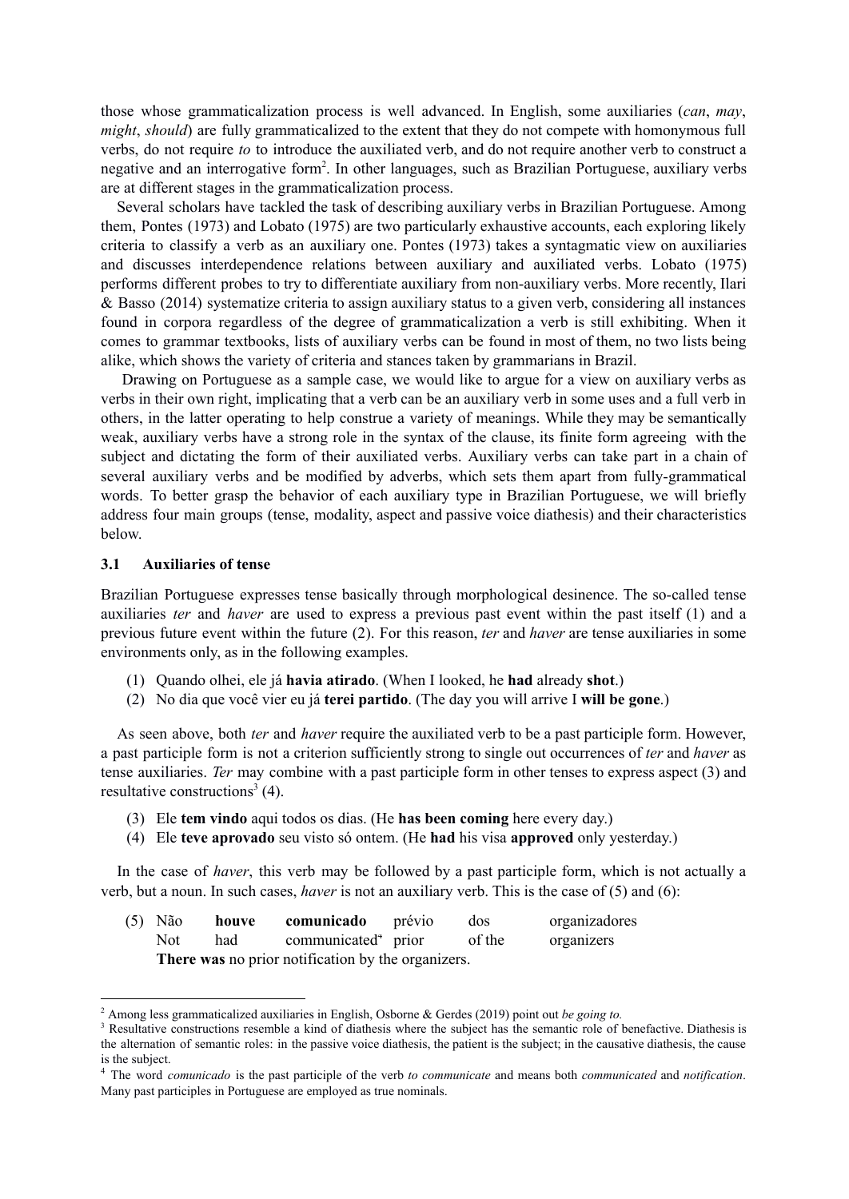those whose grammaticalization process is well advanced. In English, some auxiliaries (*can*, *may*, *might*, *should*) are fully grammaticalized to the extent that they do not compete with homonymous full verbs, do not require *to* to introduce the auxiliated verb, and do not require another verb to construct a negative and an interrogative form[2]. In other languages, such as Brazilian Portuguese, auxiliary verbs are at different stages in the grammaticalization process.

Several scholars have tackled the task of describing auxiliary verbs in Brazilian Portuguese. Among them, Pontes (1973) and Lobato (1975) are two particularly exhaustive accounts, each exploring likely criteria to classify a verb as an auxiliary one. Pontes (1973) takes a syntagmatic view on auxiliaries and discusses interdependence relations between auxiliary and auxiliated verbs. Lobato (1975) performs different probes to try to differentiate auxiliary from non-auxiliary verbs. More recently, Ilari & Basso (2014) systematize criteria to assign auxiliary status to a given verb, considering all instances found in corpora regardless of the degree of grammaticalization a verb is still exhibiting. When it comes to grammar textbooks, lists of auxiliary verbs can be found in most of them, no two lists being alike, which shows the variety of criteria and stances taken by grammarians in Brazil.

Drawing on Portuguese as a sample case, we would like to argue for a view on auxiliary verbs as verbs in their own right, implicating that a verb can be an auxiliary verb in some uses and a full verb in others, in the latter operating to help construe a variety of meanings. While they may be semantically weak, auxiliary verbs have a strong role in the syntax of the clause, its finite form agreeing with the subject and dictating the form of their auxiliated verbs. Auxiliary verbs can take part in a chain of several auxiliary verbs and be modified by adverbs, which sets them apart from fully-grammatical words. To better grasp the behavior of each auxiliary type in Brazilian Portuguese, we will briefly address four main groups (tense, modality, aspect and passive voice diathesis) and their characteristics below.

### 3.1 Auxiliaries of tense

Brazilian Portuguese expresses tense basically through morphological desinence. The so-called tense auxiliaries *ter* and *haver* are used to express a previous past event within the past itself (1) and a previous future event within the future (2). For this reason, *ter* and *haver* are tense auxiliaries in some environments only, as in the following examples.

(1) Quando olhei, ele já **havia atirado**. (When I looked, he **had** already **shot**.)
(2) No dia que você vier eu já **terei partido**. (The day you will arrive I **will be gone**.)

As seen above, both *ter* and *haver* require the auxiliated verb to be a past participle form. However, a past participle form is not a criterion sufficiently strong to single out occurrences of *ter* and *haver* as tense auxiliaries. *Ter* may combine with a past participle form in other tenses to express aspect (3) and resultative constructions[3] (4).

(3) Ele **tem vindo** aqui todos os dias. (He **has been coming** here every day.)
(4) Ele **teve aprovado** seu visto só ontem. (He **had** his visa **approved** only yesterday.)

In the case of *haver*, this verb may be followed by a past participle form, which is not actually a verb, but a noun. In such cases, *haver* is not an auxiliary verb. This is the case of (5) and (6):

(5) Não **houve** **comunicado** prévio dos organizadores
Not had communicated[4] prior of the organizers
**There was** no prior notification by the organizers.

---

[2] Among less grammaticalized auxiliaries in English, Osborne & Gerdes (2019) point out *be going to.*

[3] Resultative constructions resemble a kind of diathesis where the subject has the semantic role of benefactive. Diathesis is the alternation of semantic roles: in the passive voice diathesis, the patient is the subject; in the causative diathesis, the cause is the subject.

[4] The word *comunicado* is the past participle of the verb *to communicate* and means both *communicated* and *notification*. Many past participles in Portuguese are employed as true nominals.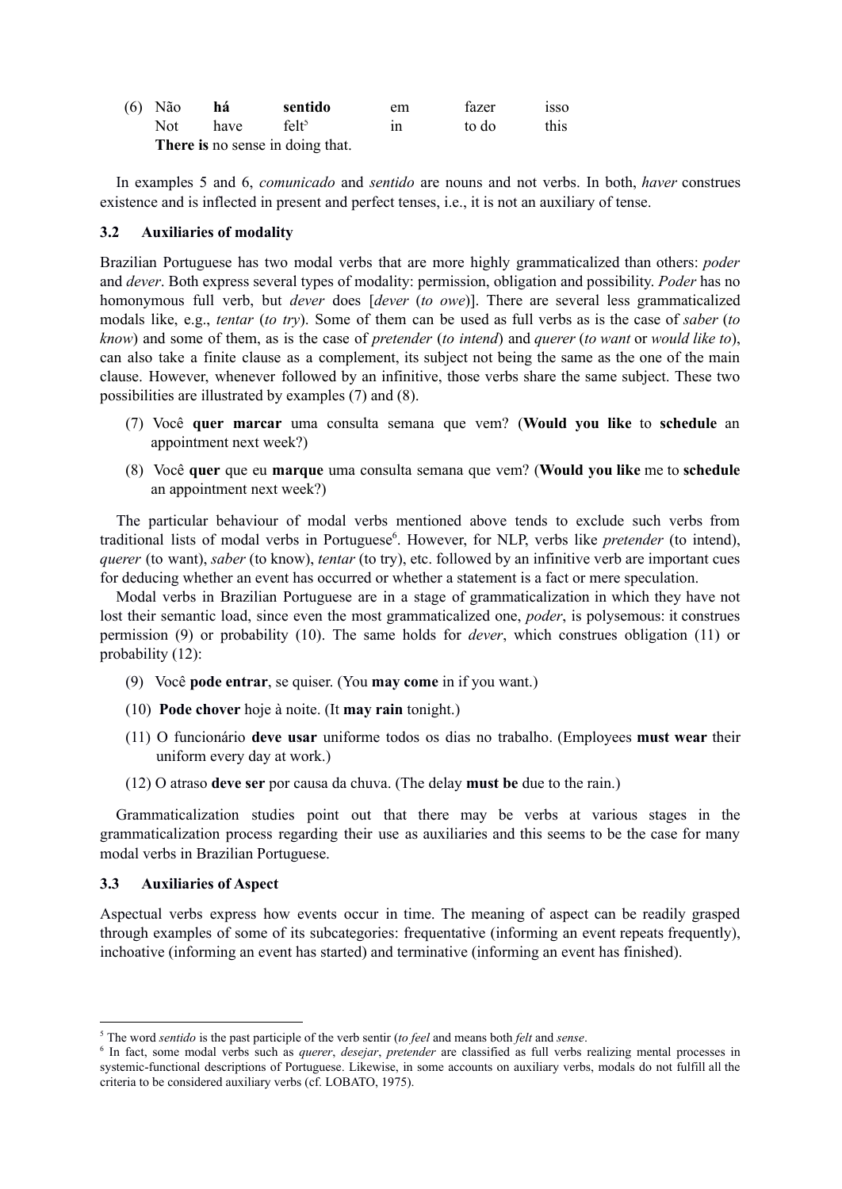(6) Não **há** **sentido** em fazer isso
Not have felt[5] in to do this
**There is** no sense in doing that.

In examples 5 and 6, *comunicado* and *sentido* are nouns and not verbs. In both, *haver* construes existence and is inflected in present and perfect tenses, i.e., it is not an auxiliary of tense.

### 3.2 Auxiliaries of modality

Brazilian Portuguese has two modal verbs that are more highly grammaticalized than others: *poder* and *dever*. Both express several types of modality: permission, obligation and possibility. *Poder* has no homonymous full verb, but *dever* does [*dever* (*to owe*)]. There are several less grammaticalized modals like, e.g., *tentar* (*to try*). Some of them can be used as full verbs as is the case of *saber* (*to know*) and some of them, as is the case of *pretender* (*to intend*) and *querer* (*to want* or *would like to*), can also take a finite clause as a complement, its subject not being the same as the one of the main clause. However, whenever followed by an infinitive, those verbs share the same subject. These two possibilities are illustrated by examples (7) and (8).

(7) Você **quer marcar** uma consulta semana que vem? (**Would you like** to **schedule** an appointment next week?)

(8) Você **quer** que eu **marque** uma consulta semana que vem? (**Would you like** me to **schedule** an appointment next week?)

The particular behaviour of modal verbs mentioned above tends to exclude such verbs from traditional lists of modal verbs in Portuguese[6]. However, for NLP, verbs like *pretender* (to intend), *querer* (to want), *saber* (to know), *tentar* (to try), etc. followed by an infinitive verb are important cues for deducing whether an event has occurred or whether a statement is a fact or mere speculation.

Modal verbs in Brazilian Portuguese are in a stage of grammaticalization in which they have not lost their semantic load, since even the most grammaticalized one, *poder*, is polysemous: it construes permission (9) or probability (10). The same holds for *dever*, which construes obligation (11) or probability (12):

(9) Você **pode entrar**, se quiser. (You **may come** in if you want.)

(10) **Pode chover** hoje à noite. (It **may rain** tonight.)

(11) O funcionário **deve usar** uniforme todos os dias no trabalho. (Employees **must wear** their uniform every day at work.)

(12) O atraso **deve ser** por causa da chuva. (The delay **must be** due to the rain.)

Grammaticalization studies point out that there may be verbs at various stages in the grammaticalization process regarding their use as auxiliaries and this seems to be the case for many modal verbs in Brazilian Portuguese.

### 3.3 Auxiliaries of Aspect

Aspectual verbs express how events occur in time. The meaning of aspect can be readily grasped through examples of some of its subcategories: frequentative (informing an event repeats frequently), inchoative (informing an event has started) and terminative (informing an event has finished).

---

[5] The word *sentido* is the past participle of the verb sentir (*to feel* and means both *felt* and *sense*.

[6] In fact, some modal verbs such as *querer*, *desejar*, *pretender* are classified as full verbs realizing mental processes in systemic-functional descriptions of Portuguese. Likewise, in some accounts on auxiliary verbs, modals do not fulfill all the criteria to be considered auxiliary verbs (cf. LOBATO, 1975).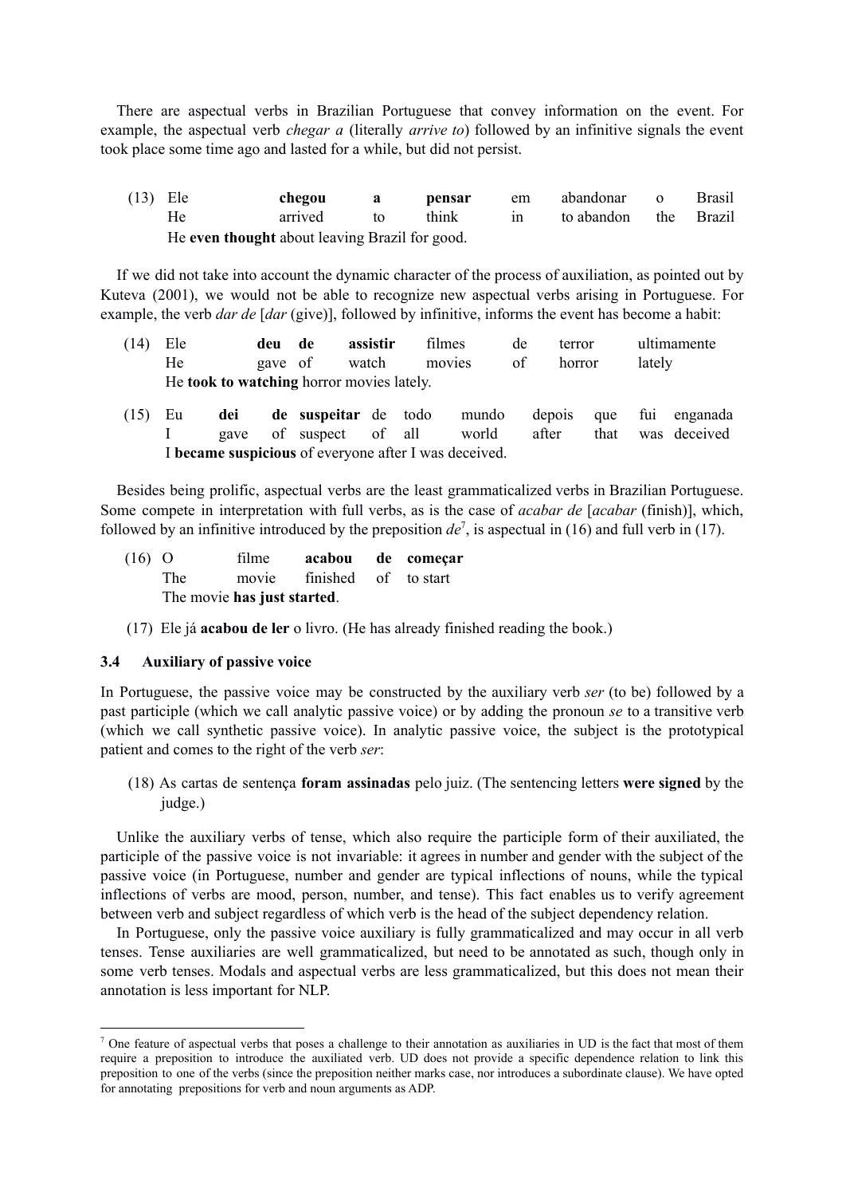There are aspectual verbs in Brazilian Portuguese that convey information on the event. For example, the aspectual verb *chegar a* (literally *arrive to*) followed by an infinitive signals the event took place some time ago and lasted for a while, but did not persist.

(13)

| Ele | **chegou** | **a** | **pensar** | em | abandonar | o | Brasil |
|---|---|---|---|---|---|---|---|
| He | arrived | to | think | in | to abandon | the | Brazil |

He **even thought** about leaving Brazil for good.

If we did not take into account the dynamic character of the process of auxiliation, as pointed out by Kuteva (2001), we would not be able to recognize new aspectual verbs arising in Portuguese. For example, the verb *dar de* [*dar* (give)], followed by infinitive, informs the event has become a habit:

(14)

| Ele | **deu** | **de** | **assistir** | filmes | de | terror | ultimamente |
|---|---|---|---|---|---|---|---|
| He | gave | of | watch | movies | of | horror | lately |

He **took to watching** horror movies lately.

(15)

| Eu | **dei** | **de** | **suspeitar** | de | todo | mundo | depois | que | fui | enganada |
|---|---|---|---|---|---|---|---|---|---|---|
| I | gave | of | suspect | of | all | world | after | that | was | deceived |

I **became suspicious** of everyone after I was deceived.

Besides being prolific, aspectual verbs are the least grammaticalized verbs in Brazilian Portuguese. Some compete in interpretation with full verbs, as is the case of *acabar de* [*acabar* (finish)], which, followed by an infinitive introduced by the preposition *de*[7], is aspectual in (16) and full verb in (17).

(16)

| O | filme | **acabou** | **de** | **começar** |
|---|---|---|---|---|
| The | movie | finished | of | to start |

The movie **has just started**.

(17) Ele já **acabou de ler** o livro. (He has already finished reading the book.)

### 3.4 Auxiliary of passive voice

In Portuguese, the passive voice may be constructed by the auxiliary verb *ser* (to be) followed by a past participle (which we call analytic passive voice) or by adding the pronoun *se* to a transitive verb (which we call synthetic passive voice). In analytic passive voice, the subject is the prototypical patient and comes to the right of the verb *ser*:

(18) As cartas de sentença **foram assinadas** pelo juiz. (The sentencing letters **were signed** by the judge.)

Unlike the auxiliary verbs of tense, which also require the participle form of their auxiliated, the participle of the passive voice is not invariable: it agrees in number and gender with the subject of the passive voice (in Portuguese, number and gender are typical inflections of nouns, while the typical inflections of verbs are mood, person, number, and tense). This fact enables us to verify agreement between verb and subject regardless of which verb is the head of the subject dependency relation.

In Portuguese, only the passive voice auxiliary is fully grammaticalized and may occur in all verb tenses. Tense auxiliaries are well grammaticalized, but need to be annotated as such, though only in some verb tenses. Modals and aspectual verbs are less grammaticalized, but this does not mean their annotation is less important for NLP.

---

[7] One feature of aspectual verbs that poses a challenge to their annotation as auxiliaries in UD is the fact that most of them require a preposition to introduce the auxiliated verb. UD does not provide a specific dependence relation to link this preposition to one of the verbs (since the preposition neither marks case, nor introduces a subordinate clause). We have opted for annotating prepositions for verb and noun arguments as ADP.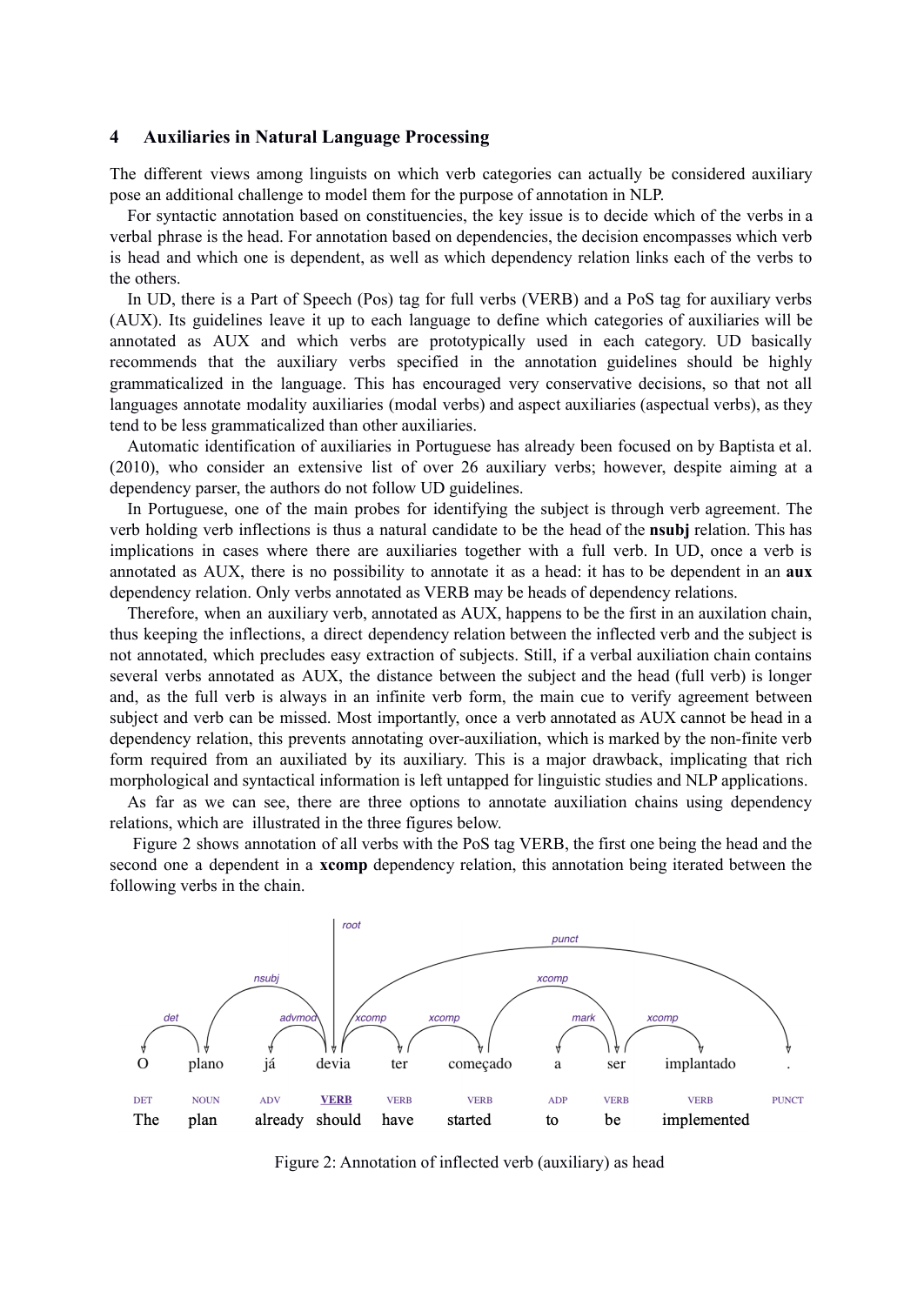## 4 Auxiliaries in Natural Language Processing

The different views among linguists on which verb categories can actually be considered auxiliary pose an additional challenge to model them for the purpose of annotation in NLP.

For syntactic annotation based on constituencies, the key issue is to decide which of the verbs in a verbal phrase is the head. For annotation based on dependencies, the decision encompasses which verb is head and which one is dependent, as well as which dependency relation links each of the verbs to the others.

In UD, there is a Part of Speech (Pos) tag for full verbs (VERB) and a PoS tag for auxiliary verbs (AUX). Its guidelines leave it up to each language to define which categories of auxiliaries will be annotated as AUX and which verbs are prototypically used in each category. UD basically recommends that the auxiliary verbs specified in the annotation guidelines should be highly grammaticalized in the language. This has encouraged very conservative decisions, so that not all languages annotate modality auxiliaries (modal verbs) and aspect auxiliaries (aspectual verbs), as they tend to be less grammaticalized than other auxiliaries.

Automatic identification of auxiliaries in Portuguese has already been focused on by Baptista et al. (2010), who consider an extensive list of over 26 auxiliary verbs; however, despite aiming at a dependency parser, the authors do not follow UD guidelines.

In Portuguese, one of the main probes for identifying the subject is through verb agreement. The verb holding verb inflections is thus a natural candidate to be the head of the **nsubj** relation. This has implications in cases where there are auxiliaries together with a full verb. In UD, once a verb is annotated as AUX, there is no possibility to annotate it as a head: it has to be dependent in an **aux** dependency relation. Only verbs annotated as VERB may be heads of dependency relations.

Therefore, when an auxiliary verb, annotated as AUX, happens to be the first in an auxilation chain, thus keeping the inflections, a direct dependency relation between the inflected verb and the subject is not annotated, which precludes easy extraction of subjects. Still, if a verbal auxiliation chain contains several verbs annotated as AUX, the distance between the subject and the head (full verb) is longer and, as the full verb is always in an infinite verb form, the main cue to verify agreement between subject and verb can be missed. Most importantly, once a verb annotated as AUX cannot be head in a dependency relation, this prevents annotating over-auxiliation, which is marked by the non-finite verb form required from an auxiliated by its auxiliary. This is a major drawback, implicating that rich morphological and syntactical information is left untapped for linguistic studies and NLP applications.

As far as we can see, there are three options to annotate auxiliation chains using dependency relations, which are illustrated in the three figures below.

Figure 2 shows annotation of all verbs with the PoS tag VERB, the first one being the head and the second one a dependent in a **xcomp** dependency relation, this annotation being iterated between the following verbs in the chain.

| O | plano | já | devia | ter | começado | a | ser | implantado | . |
|---|---|---|---|---|---|---|---|---|---|
| DET | NOUN | ADV | VERB | VERB | VERB | ADP | VERB | VERB | PUNCT |
| The | plan | already | should | have | started | to | be | implemented | |

Dependencies: root → devia; det(plano, O); nsubj(devia, plano); advmod(devia, já); xcomp(devia, ter); xcomp(ter, começado); xcomp(começado, ser); mark(ser, a); xcomp(ser, implantado); punct(devia, .)

Figure 2: Annotation of inflected verb (auxiliary) as head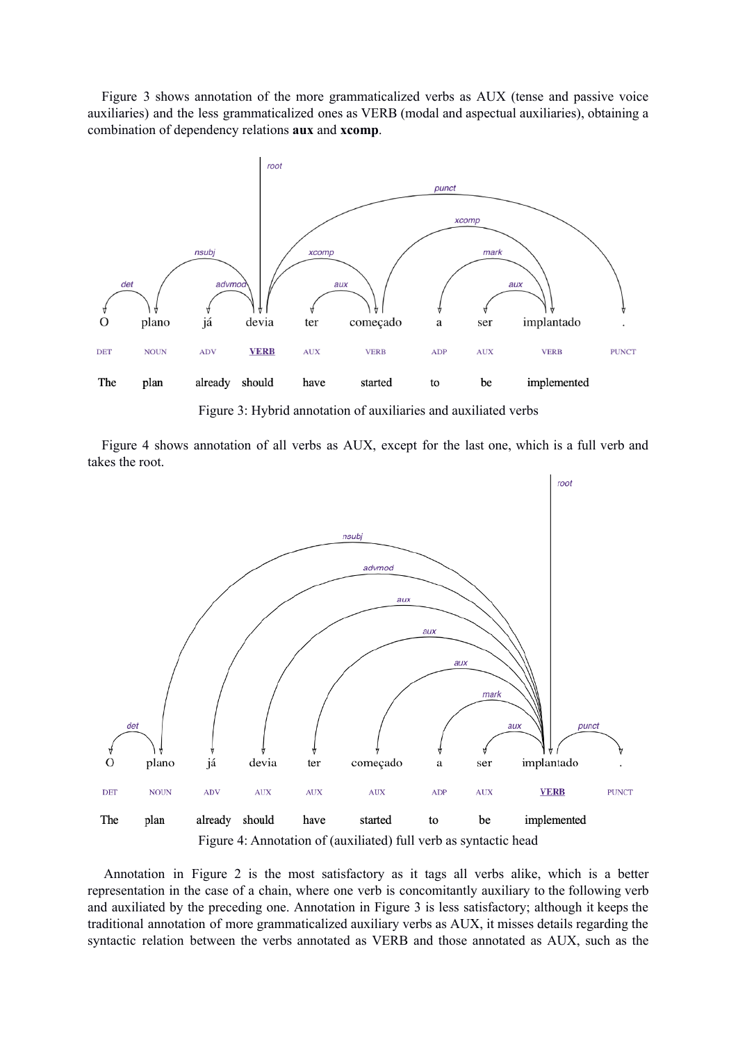Figure 3 shows annotation of the more grammaticalized verbs as AUX (tense and passive voice auxiliaries) and the less grammaticalized ones as VERB (modal and aspectual auxiliaries), obtaining a combination of dependency relations **aux** and **xcomp**.

Figure 3: Hybrid annotation of auxiliaries and auxiliated verbs

Figure 4 shows annotation of all verbs as AUX, except for the last one, which is a full verb and takes the root.

Figure 4: Annotation of (auxiliated) full verb as syntactic head

Annotation in Figure 2 is the most satisfactory as it tags all verbs alike, which is a better representation in the case of a chain, where one verb is concomitantly auxiliary to the following verb and auxiliated by the preceding one. Annotation in Figure 3 is less satisfactory; although it keeps the traditional annotation of more grammaticalized auxiliary verbs as AUX, it misses details regarding the syntactic relation between the verbs annotated as VERB and those annotated as AUX, such as the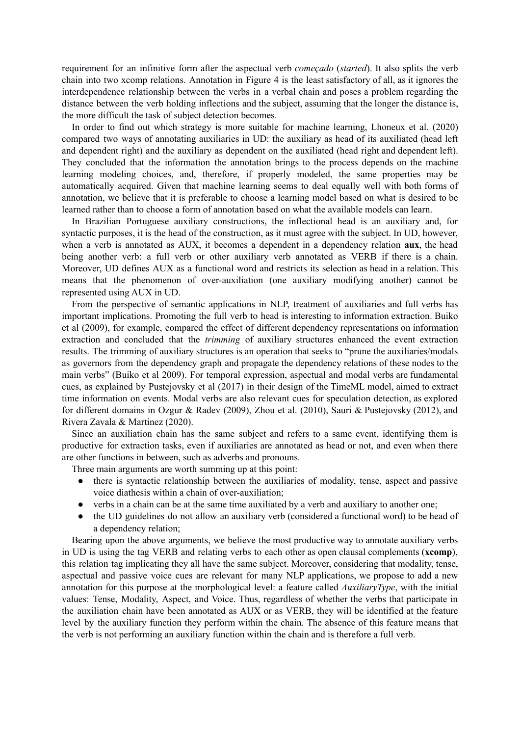requirement for an infinitive form after the aspectual verb *começado* (*started*). It also splits the verb chain into two xcomp relations. Annotation in Figure 4 is the least satisfactory of all, as it ignores the interdependence relationship between the verbs in a verbal chain and poses a problem regarding the distance between the verb holding inflections and the subject, assuming that the longer the distance is, the more difficult the task of subject detection becomes.

In order to find out which strategy is more suitable for machine learning, Lhoneux et al. (2020) compared two ways of annotating auxiliaries in UD: the auxiliary as head of its auxiliated (head left and dependent right) and the auxiliary as dependent on the auxiliated (head right and dependent left). They concluded that the information the annotation brings to the process depends on the machine learning modeling choices, and, therefore, if properly modeled, the same properties may be automatically acquired. Given that machine learning seems to deal equally well with both forms of annotation, we believe that it is preferable to choose a learning model based on what is desired to be learned rather than to choose a form of annotation based on what the available models can learn.

In Brazilian Portuguese auxiliary constructions, the inflectional head is an auxiliary and, for syntactic purposes, it is the head of the construction, as it must agree with the subject. In UD, however, when a verb is annotated as AUX, it becomes a dependent in a dependency relation **aux**, the head being another verb: a full verb or other auxiliary verb annotated as VERB if there is a chain. Moreover, UD defines AUX as a functional word and restricts its selection as head in a relation. This means that the phenomenon of over-auxiliation (one auxiliary modifying another) cannot be represented using AUX in UD.

From the perspective of semantic applications in NLP, treatment of auxiliaries and full verbs has important implications. Promoting the full verb to head is interesting to information extraction. Buiko et al (2009), for example, compared the effect of different dependency representations on information extraction and concluded that the *trimming* of auxiliary structures enhanced the event extraction results. The trimming of auxiliary structures is an operation that seeks to "prune the auxiliaries/modals as governors from the dependency graph and propagate the dependency relations of these nodes to the main verbs" (Buiko et al 2009). For temporal expression, aspectual and modal verbs are fundamental cues, as explained by Pustejovsky et al (2017) in their design of the TimeML model, aimed to extract time information on events. Modal verbs are also relevant cues for speculation detection, as explored for different domains in Ozgur & Radev (2009), Zhou et al. (2010), Sauri & Pustejovsky (2012), and Rivera Zavala & Martinez (2020).

Since an auxiliation chain has the same subject and refers to a same event, identifying them is productive for extraction tasks, even if auxiliaries are annotated as head or not, and even when there are other functions in between, such as adverbs and pronouns.

Three main arguments are worth summing up at this point:

- there is syntactic relationship between the auxiliaries of modality, tense, aspect and passive voice diathesis within a chain of over-auxiliation;
- verbs in a chain can be at the same time auxiliated by a verb and auxiliary to another one;
- the UD guidelines do not allow an auxiliary verb (considered a functional word) to be head of a dependency relation;

Bearing upon the above arguments, we believe the most productive way to annotate auxiliary verbs in UD is using the tag VERB and relating verbs to each other as open clausal complements (**xcomp**), this relation tag implicating they all have the same subject. Moreover, considering that modality, tense, aspectual and passive voice cues are relevant for many NLP applications, we propose to add a new annotation for this purpose at the morphological level: a feature called *AuxiliaryType*, with the initial values: Tense, Modality, Aspect, and Voice. Thus, regardless of whether the verbs that participate in the auxiliation chain have been annotated as AUX or as VERB, they will be identified at the feature level by the auxiliary function they perform within the chain. The absence of this feature means that the verb is not performing an auxiliary function within the chain and is therefore a full verb.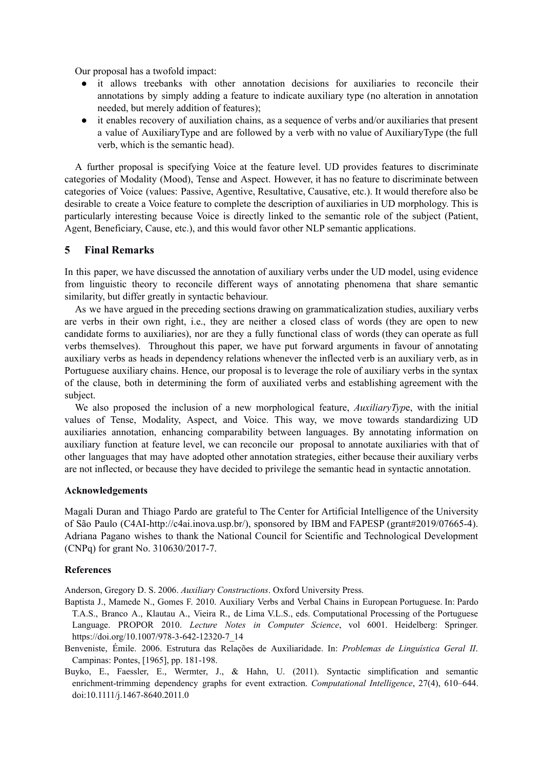Our proposal has a twofold impact:

- it allows treebanks with other annotation decisions for auxiliaries to reconcile their annotations by simply adding a feature to indicate auxiliary type (no alteration in annotation needed, but merely addition of features);
- it enables recovery of auxiliation chains, as a sequence of verbs and/or auxiliaries that present a value of AuxiliaryType and are followed by a verb with no value of AuxiliaryType (the full verb, which is the semantic head).

A further proposal is specifying Voice at the feature level. UD provides features to discriminate categories of Modality (Mood), Tense and Aspect. However, it has no feature to discriminate between categories of Voice (values: Passive, Agentive, Resultative, Causative, etc.). It would therefore also be desirable to create a Voice feature to complete the description of auxiliaries in UD morphology. This is particularly interesting because Voice is directly linked to the semantic role of the subject (Patient, Agent, Beneficiary, Cause, etc.), and this would favor other NLP semantic applications.

## 5 Final Remarks

In this paper, we have discussed the annotation of auxiliary verbs under the UD model, using evidence from linguistic theory to reconcile different ways of annotating phenomena that share semantic similarity, but differ greatly in syntactic behaviour.

As we have argued in the preceding sections drawing on grammaticalization studies, auxiliary verbs are verbs in their own right, i.e., they are neither a closed class of words (they are open to new candidate forms to auxiliaries), nor are they a fully functional class of words (they can operate as full verbs themselves). Throughout this paper, we have put forward arguments in favour of annotating auxiliary verbs as heads in dependency relations whenever the inflected verb is an auxiliary verb, as in Portuguese auxiliary chains. Hence, our proposal is to leverage the role of auxiliary verbs in the syntax of the clause, both in determining the form of auxiliated verbs and establishing agreement with the subject.

We also proposed the inclusion of a new morphological feature, *AuxiliaryTyp*e, with the initial values of Tense, Modality, Aspect, and Voice. This way, we move towards standardizing UD auxiliaries annotation, enhancing comparability between languages. By annotating information on auxiliary function at feature level, we can reconcile our proposal to annotate auxiliaries with that of other languages that may have adopted other annotation strategies, either because their auxiliary verbs are not inflected, or because they have decided to privilege the semantic head in syntactic annotation.

### Acknowledgements

Magali Duran and Thiago Pardo are grateful to The Center for Artificial Intelligence of the University of São Paulo (C4AI-http://c4ai.inova.usp.br/), sponsored by IBM and FAPESP (grant#2019/07665-4). Adriana Pagano wishes to thank the National Council for Scientific and Technological Development (CNPq) for grant No. 310630/2017-7.

### References

Anderson, Gregory D. S. 2006. *Auxiliary Constructions*. Oxford University Press.

Baptista J., Mamede N., Gomes F. 2010. Auxiliary Verbs and Verbal Chains in European Portuguese. In: Pardo T.A.S., Branco A., Klautau A., Vieira R., de Lima V.L.S., eds. Computational Processing of the Portuguese Language. PROPOR 2010. *Lecture Notes in Computer Science*, vol 6001. Heidelberg: Springer. https://doi.org/10.1007/978-3-642-12320-7_14

Benveniste, Émile. 2006. Estrutura das Relações de Auxiliaridade. In: *Problemas de Linguística Geral II*. Campinas: Pontes, [1965], pp. 181-198.

Buyko, E., Faessler, E., Wermter, J., & Hahn, U. (2011). Syntactic simplification and semantic enrichment-trimming dependency graphs for event extraction. *Computational Intelligence*, 27(4), 610–644. doi:10.1111/j.1467-8640.2011.0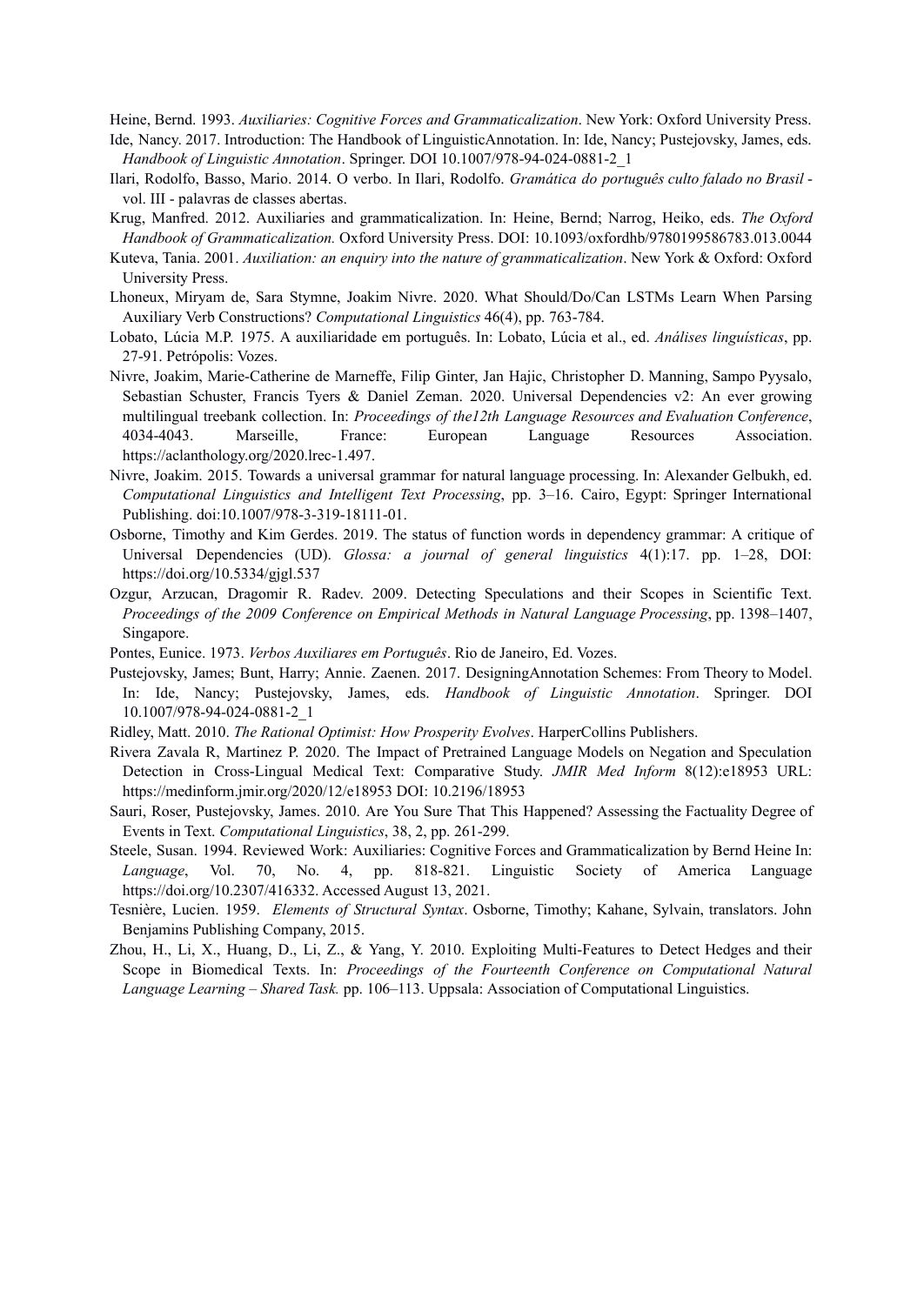Heine, Bernd. 1993. *Auxiliaries: Cognitive Forces and Grammaticalization*. New York: Oxford University Press.

Ide, Nancy. 2017. Introduction: The Handbook of LinguisticAnnotation. In: Ide, Nancy; Pustejovsky, James, eds. *Handbook of Linguistic Annotation*. Springer. DOI 10.1007/978-94-024-0881-2_1

Ilari, Rodolfo, Basso, Mario. 2014. O verbo. In Ilari, Rodolfo. *Gramática do português culto falado no Brasil* - vol. III - palavras de classes abertas.

Krug, Manfred. 2012. Auxiliaries and grammaticalization. In: Heine, Bernd; Narrog, Heiko, eds. *The Oxford Handbook of Grammaticalization.* Oxford University Press. DOI: 10.1093/oxfordhb/9780199586783.013.0044

Kuteva, Tania. 2001. *Auxiliation: an enquiry into the nature of grammaticalization*. New York & Oxford: Oxford University Press.

Lhoneux, Miryam de, Sara Stymne, Joakim Nivre. 2020. What Should/Do/Can LSTMs Learn When Parsing Auxiliary Verb Constructions? *Computational Linguistics* 46(4), pp. 763-784.

Lobato, Lúcia M.P. 1975. A auxiliaridade em português. In: Lobato, Lúcia et al., ed. *Análises linguísticas*, pp. 27-91. Petrópolis: Vozes.

Nivre, Joakim, Marie-Catherine de Marneffe, Filip Ginter, Jan Hajic, Christopher D. Manning, Sampo Pyysalo, Sebastian Schuster, Francis Tyers & Daniel Zeman. 2020. Universal Dependencies v2: An ever growing multilingual treebank collection. In: *Proceedings of the12th Language Resources and Evaluation Conference*, 4034-4043. Marseille, France: European Language Resources Association. https://aclanthology.org/2020.lrec-1.497.

Nivre, Joakim. 2015. Towards a universal grammar for natural language processing. In: Alexander Gelbukh, ed. *Computational Linguistics and Intelligent Text Processing*, pp. 3–16. Cairo, Egypt: Springer International Publishing. doi:10.1007/978-3-319-18111-01.

Osborne, Timothy and Kim Gerdes. 2019. The status of function words in dependency grammar: A critique of Universal Dependencies (UD). *Glossa: a journal of general linguistics* 4(1):17. pp. 1–28, DOI: https://doi.org/10.5334/gjgl.537

Ozgur, Arzucan, Dragomir R. Radev. 2009. Detecting Speculations and their Scopes in Scientific Text. *Proceedings of the 2009 Conference on Empirical Methods in Natural Language Processing*, pp. 1398–1407, Singapore.

Pontes, Eunice. 1973. *Verbos Auxiliares em Português*. Rio de Janeiro, Ed. Vozes.

Pustejovsky, James; Bunt, Harry; Annie. Zaenen. 2017. DesigningAnnotation Schemes: From Theory to Model. In: Ide, Nancy; Pustejovsky, James, eds. *Handbook of Linguistic Annotation*. Springer. DOI 10.1007/978-94-024-0881-2_1

Ridley, Matt. 2010. *The Rational Optimist: How Prosperity Evolves*. HarperCollins Publishers.

Rivera Zavala R, Martinez P. 2020. The Impact of Pretrained Language Models on Negation and Speculation Detection in Cross-Lingual Medical Text: Comparative Study. *JMIR Med Inform* 8(12):e18953 URL: https://medinform.jmir.org/2020/12/e18953 DOI: 10.2196/18953

Sauri, Roser, Pustejovsky, James. 2010. Are You Sure That This Happened? Assessing the Factuality Degree of Events in Text. *Computational Linguistics*, 38, 2, pp. 261-299.

Steele, Susan. 1994. Reviewed Work: Auxiliaries: Cognitive Forces and Grammaticalization by Bernd Heine In: *Language*, Vol. 70, No. 4, pp. 818-821. Linguistic Society of America Language https://doi.org/10.2307/416332. Accessed August 13, 2021.

Tesnière, Lucien. 1959. *Elements of Structural Syntax*. Osborne, Timothy; Kahane, Sylvain, translators. John Benjamins Publishing Company, 2015.

Zhou, H., Li, X., Huang, D., Li, Z., & Yang, Y. 2010. Exploiting Multi-Features to Detect Hedges and their Scope in Biomedical Texts. In: *Proceedings of the Fourteenth Conference on Computational Natural Language Learning – Shared Task.* pp. 106–113. Uppsala: Association of Computational Linguistics.